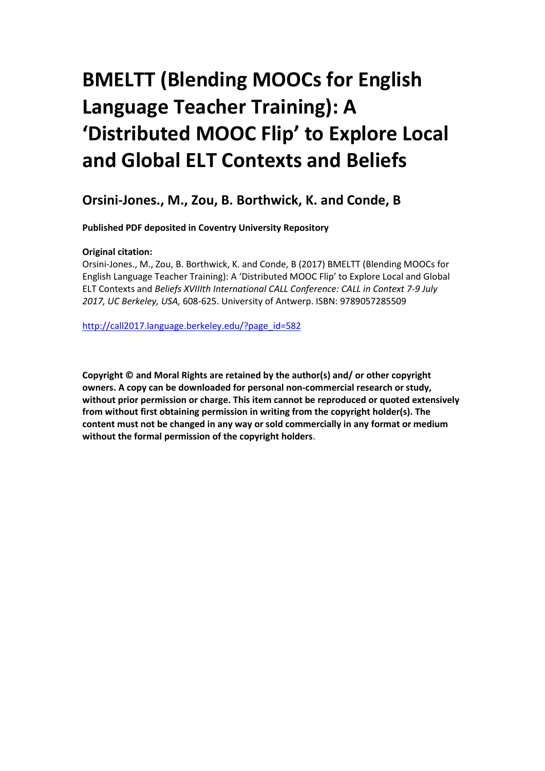# BMELTT (Blending MOOCs for English Language Teacher Training): A 'Distributed MOOC Flip' to Explore Local and Global ELT Contexts and Beliefs

## Orsini-Jones., M., Zou, B. Borthwick, K. and Conde, B

**Published PDF deposited in Coventry University Repository**

**Original citation:**
Orsini-Jones., M., Zou, B. Borthwick, K. and Conde, B (2017) BMELTT (Blending MOOCs for English Language Teacher Training): A 'Distributed MOOC Flip' to Explore Local and Global ELT Contexts and *Beliefs XVIIIth International CALL Conference: CALL in Context 7-9 July 2017, UC Berkeley, USA,* 608-625. University of Antwerp. ISBN: 9789057285509

http://call2017.language.berkeley.edu/?page_id=582

**Copyright © and Moral Rights are retained by the author(s) and/ or other copyright owners. A copy can be downloaded for personal non-commercial research or study, without prior permission or charge. This item cannot be reproduced or quoted extensively from without first obtaining permission in writing from the copyright holder(s). The content must not be changed in any way or sold commercially in any format or medium without the formal permission of the copyright holders**.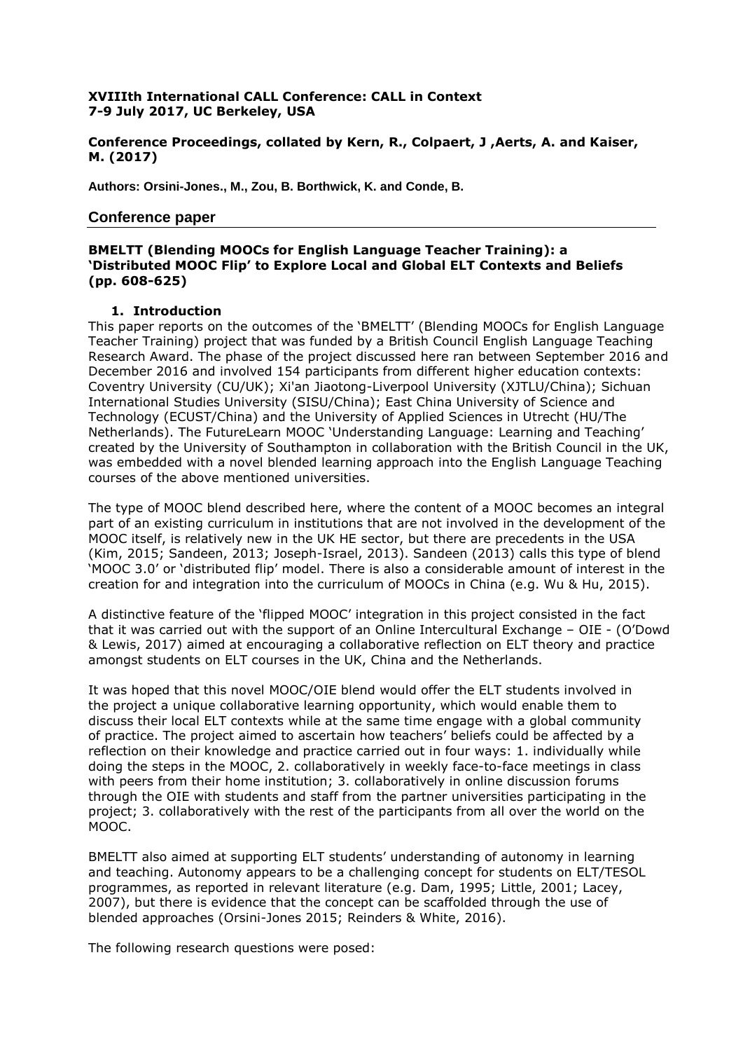**XVIIIth International CALL Conference: CALL in Context**
**7-9 July 2017, UC Berkeley, USA**

**Conference Proceedings, collated by Kern, R., Colpaert, J ,Aerts, A. and Kaiser, M. (2017)**

**Authors: Orsini-Jones., M., Zou, B. Borthwick, K. and Conde, B.**

## Conference paper

### BMELTT (Blending MOOCs for English Language Teacher Training): a 'Distributed MOOC Flip' to Explore Local and Global ELT Contexts and Beliefs (pp. 608-625)

#### 1. Introduction

This paper reports on the outcomes of the 'BMELTT' (Blending MOOCs for English Language Teacher Training) project that was funded by a British Council English Language Teaching Research Award. The phase of the project discussed here ran between September 2016 and December 2016 and involved 154 participants from different higher education contexts: Coventry University (CU/UK); Xi'an Jiaotong-Liverpool University (XJTLU/China); Sichuan International Studies University (SISU/China); East China University of Science and Technology (ECUST/China) and the University of Applied Sciences in Utrecht (HU/The Netherlands). The FutureLearn MOOC 'Understanding Language: Learning and Teaching' created by the University of Southampton in collaboration with the British Council in the UK, was embedded with a novel blended learning approach into the English Language Teaching courses of the above mentioned universities.

The type of MOOC blend described here, where the content of a MOOC becomes an integral part of an existing curriculum in institutions that are not involved in the development of the MOOC itself, is relatively new in the UK HE sector, but there are precedents in the USA (Kim, 2015; Sandeen, 2013; Joseph-Israel, 2013). Sandeen (2013) calls this type of blend 'MOOC 3.0' or 'distributed flip' model. There is also a considerable amount of interest in the creation for and integration into the curriculum of MOOCs in China (e.g. Wu & Hu, 2015).

A distinctive feature of the 'flipped MOOC' integration in this project consisted in the fact that it was carried out with the support of an Online Intercultural Exchange – OIE - (O'Dowd & Lewis, 2017) aimed at encouraging a collaborative reflection on ELT theory and practice amongst students on ELT courses in the UK, China and the Netherlands.

It was hoped that this novel MOOC/OIE blend would offer the ELT students involved in the project a unique collaborative learning opportunity, which would enable them to discuss their local ELT contexts while at the same time engage with a global community of practice. The project aimed to ascertain how teachers' beliefs could be affected by a reflection on their knowledge and practice carried out in four ways: 1. individually while doing the steps in the MOOC, 2. collaboratively in weekly face-to-face meetings in class with peers from their home institution; 3. collaboratively in online discussion forums through the OIE with students and staff from the partner universities participating in the project; 3. collaboratively with the rest of the participants from all over the world on the MOOC.

BMELTT also aimed at supporting ELT students' understanding of autonomy in learning and teaching. Autonomy appears to be a challenging concept for students on ELT/TESOL programmes, as reported in relevant literature (e.g. Dam, 1995; Little, 2001; Lacey, 2007), but there is evidence that the concept can be scaffolded through the use of blended approaches (Orsini-Jones 2015; Reinders & White, 2016).

The following research questions were posed: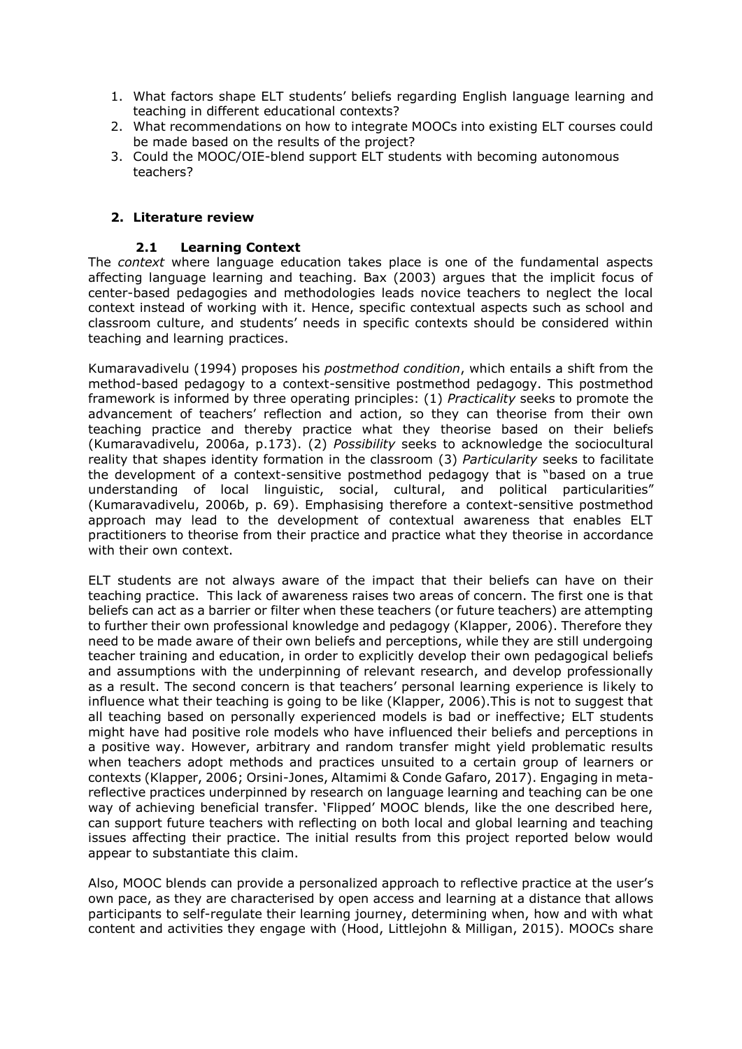1. What factors shape ELT students' beliefs regarding English language learning and teaching in different educational contexts?
2. What recommendations on how to integrate MOOCs into existing ELT courses could be made based on the results of the project?
3. Could the MOOC/OIE-blend support ELT students with becoming autonomous teachers?

## 2. Literature review

### 2.1 Learning Context

The *context* where language education takes place is one of the fundamental aspects affecting language learning and teaching. Bax (2003) argues that the implicit focus of center-based pedagogies and methodologies leads novice teachers to neglect the local context instead of working with it. Hence, specific contextual aspects such as school and classroom culture, and students' needs in specific contexts should be considered within teaching and learning practices.

Kumaravadivelu (1994) proposes his *postmethod condition*, which entails a shift from the method-based pedagogy to a context-sensitive postmethod pedagogy. This postmethod framework is informed by three operating principles: (1) *Practicality* seeks to promote the advancement of teachers' reflection and action, so they can theorise from their own teaching practice and thereby practice what they theorise based on their beliefs (Kumaravadivelu, 2006a, p.173). (2) *Possibility* seeks to acknowledge the sociocultural reality that shapes identity formation in the classroom (3) *Particularity* seeks to facilitate the development of a context-sensitive postmethod pedagogy that is "based on a true understanding of local linguistic, social, cultural, and political particularities" (Kumaravadivelu, 2006b, p. 69). Emphasising therefore a context-sensitive postmethod approach may lead to the development of contextual awareness that enables ELT practitioners to theorise from their practice and practice what they theorise in accordance with their own context.

ELT students are not always aware of the impact that their beliefs can have on their teaching practice. This lack of awareness raises two areas of concern. The first one is that beliefs can act as a barrier or filter when these teachers (or future teachers) are attempting to further their own professional knowledge and pedagogy (Klapper, 2006). Therefore they need to be made aware of their own beliefs and perceptions, while they are still undergoing teacher training and education, in order to explicitly develop their own pedagogical beliefs and assumptions with the underpinning of relevant research, and develop professionally as a result. The second concern is that teachers' personal learning experience is likely to influence what their teaching is going to be like (Klapper, 2006).This is not to suggest that all teaching based on personally experienced models is bad or ineffective; ELT students might have had positive role models who have influenced their beliefs and perceptions in a positive way. However, arbitrary and random transfer might yield problematic results when teachers adopt methods and practices unsuited to a certain group of learners or contexts (Klapper, 2006; Orsini-Jones, Altamimi & Conde Gafaro, 2017). Engaging in meta-reflective practices underpinned by research on language learning and teaching can be one way of achieving beneficial transfer. 'Flipped' MOOC blends, like the one described here, can support future teachers with reflecting on both local and global learning and teaching issues affecting their practice. The initial results from this project reported below would appear to substantiate this claim.

Also, MOOC blends can provide a personalized approach to reflective practice at the user's own pace, as they are characterised by open access and learning at a distance that allows participants to self-regulate their learning journey, determining when, how and with what content and activities they engage with (Hood, Littlejohn & Milligan, 2015). MOOCs share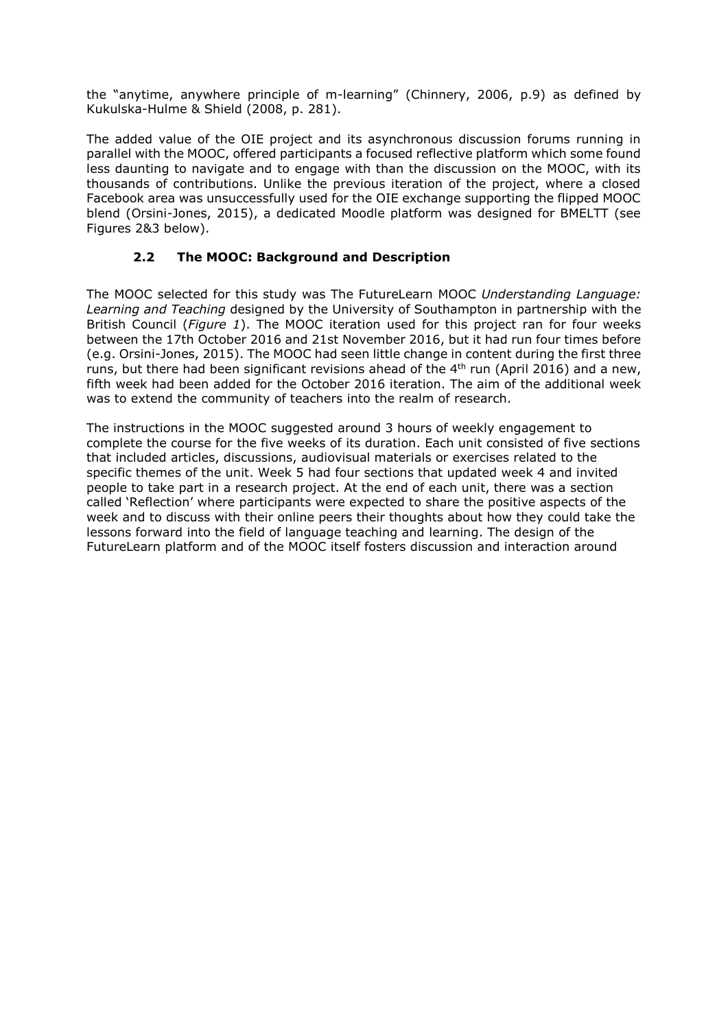the "anytime, anywhere principle of m-learning" (Chinnery, 2006, p.9) as defined by Kukulska-Hulme & Shield (2008, p. 281).

The added value of the OIE project and its asynchronous discussion forums running in parallel with the MOOC, offered participants a focused reflective platform which some found less daunting to navigate and to engage with than the discussion on the MOOC, with its thousands of contributions. Unlike the previous iteration of the project, where a closed Facebook area was unsuccessfully used for the OIE exchange supporting the flipped MOOC blend (Orsini-Jones, 2015), a dedicated Moodle platform was designed for BMELTT (see Figures 2&3 below).

### 2.2 The MOOC: Background and Description

The MOOC selected for this study was The FutureLearn MOOC *Understanding Language: Learning and Teaching* designed by the University of Southampton in partnership with the British Council (*Figure 1*). The MOOC iteration used for this project ran for four weeks between the 17th October 2016 and 21st November 2016, but it had run four times before (e.g. Orsini-Jones, 2015). The MOOC had seen little change in content during the first three runs, but there had been significant revisions ahead of the 4th run (April 2016) and a new, fifth week had been added for the October 2016 iteration. The aim of the additional week was to extend the community of teachers into the realm of research.

The instructions in the MOOC suggested around 3 hours of weekly engagement to complete the course for the five weeks of its duration. Each unit consisted of five sections that included articles, discussions, audiovisual materials or exercises related to the specific themes of the unit. Week 5 had four sections that updated week 4 and invited people to take part in a research project. At the end of each unit, there was a section called 'Reflection' where participants were expected to share the positive aspects of the week and to discuss with their online peers their thoughts about how they could take the lessons forward into the field of language teaching and learning. The design of the FutureLearn platform and of the MOOC itself fosters discussion and interaction around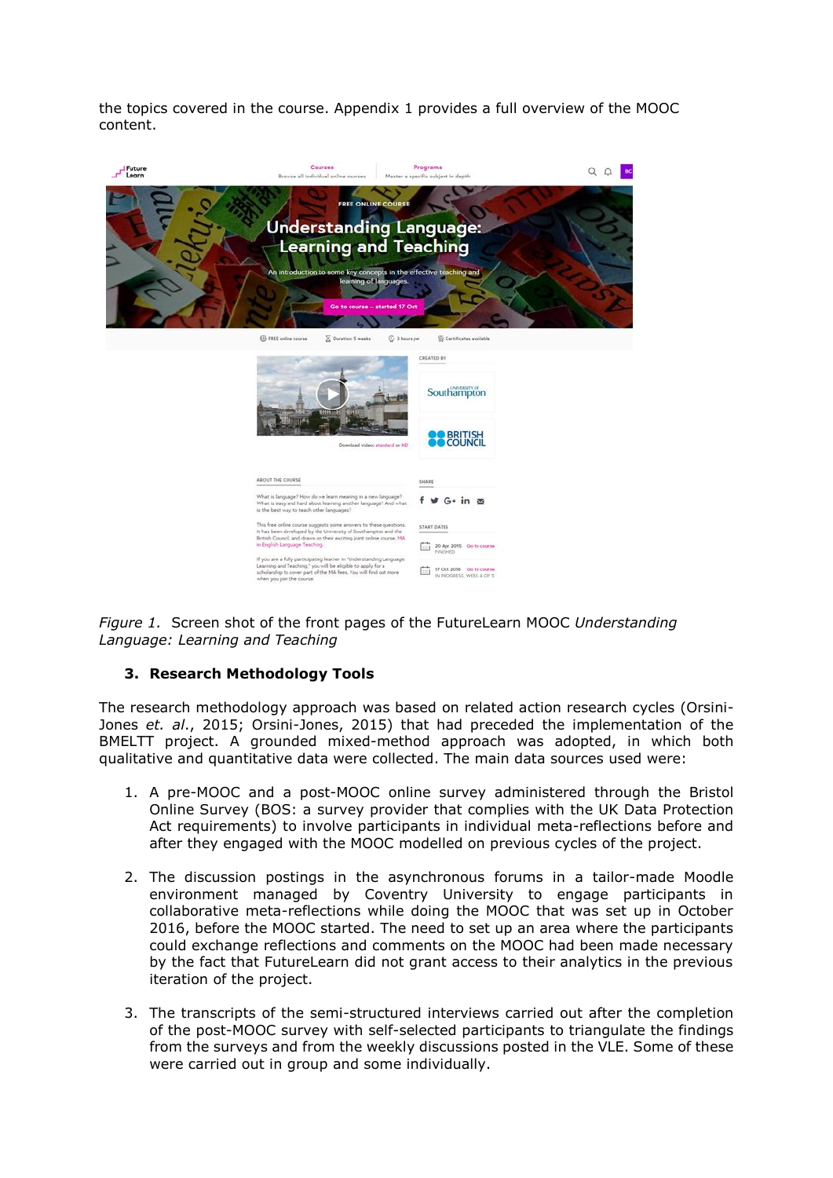the topics covered in the course. Appendix 1 provides a full overview of the MOOC content.

*Figure 1.* Screen shot of the front pages of the FutureLearn MOOC *Understanding Language: Learning and Teaching*

### 3. Research Methodology Tools

The research methodology approach was based on related action research cycles (Orsini-Jones *et. al*., 2015; Orsini-Jones, 2015) that had preceded the implementation of the BMELTT project. A grounded mixed-method approach was adopted, in which both qualitative and quantitative data were collected. The main data sources used were:

1. A pre-MOOC and a post-MOOC online survey administered through the Bristol Online Survey (BOS: a survey provider that complies with the UK Data Protection Act requirements) to involve participants in individual meta-reflections before and after they engaged with the MOOC modelled on previous cycles of the project.

2. The discussion postings in the asynchronous forums in a tailor-made Moodle environment managed by Coventry University to engage participants in collaborative meta-reflections while doing the MOOC that was set up in October 2016, before the MOOC started. The need to set up an area where the participants could exchange reflections and comments on the MOOC had been made necessary by the fact that FutureLearn did not grant access to their analytics in the previous iteration of the project.

3. The transcripts of the semi-structured interviews carried out after the completion of the post-MOOC survey with self-selected participants to triangulate the findings from the surveys and from the weekly discussions posted in the VLE. Some of these were carried out in group and some individually.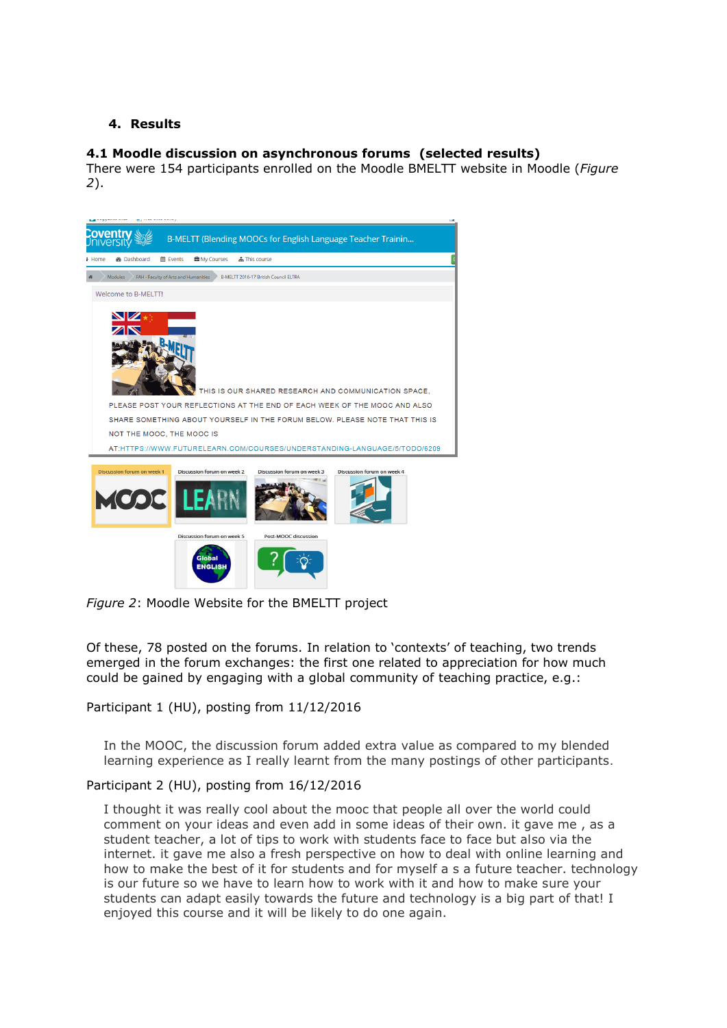## 4. Results

### 4.1 Moodle discussion on asynchronous forums (selected results)

There were 154 participants enrolled on the Moodle BMELTT website in Moodle (*Figure 2*).

*Figure 2*: Moodle Website for the BMELTT project

Of these, 78 posted on the forums. In relation to 'contexts' of teaching, two trends emerged in the forum exchanges: the first one related to appreciation for how much could be gained by engaging with a global community of teaching practice, e.g.:

Participant 1 (HU), posting from 11/12/2016

> In the MOOC, the discussion forum added extra value as compared to my blended learning experience as I really learnt from the many postings of other participants.

Participant 2 (HU), posting from 16/12/2016

> I thought it was really cool about the mooc that people all over the world could comment on your ideas and even add in some ideas of their own. it gave me , as a student teacher, a lot of tips to work with students face to face but also via the internet. it gave me also a fresh perspective on how to deal with online learning and how to make the best of it for students and for myself a s a future teacher. technology is our future so we have to learn how to work with it and how to make sure your students can adapt easily towards the future and technology is a big part of that! I enjoyed this course and it will be likely to do one again.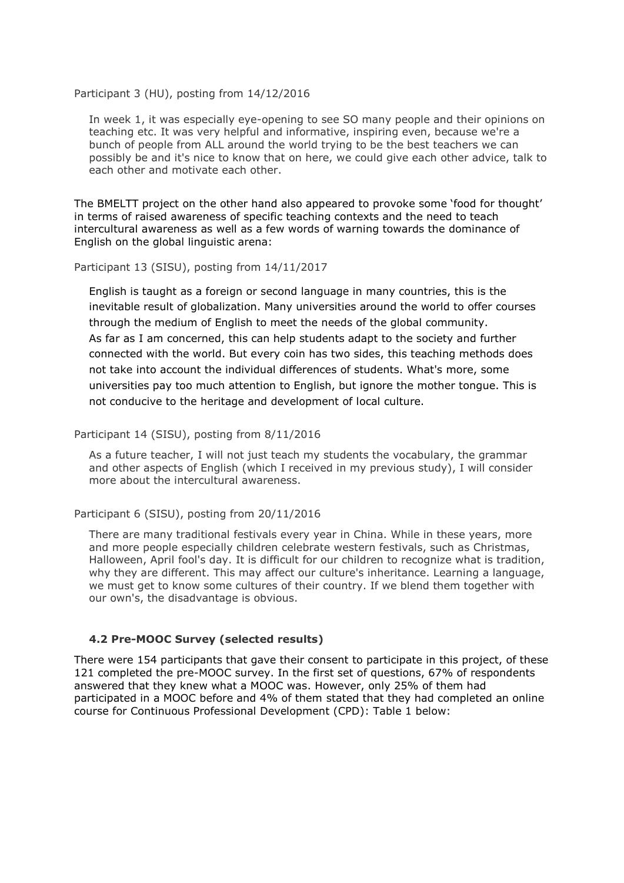Participant 3 (HU), posting from 14/12/2016

> In week 1, it was especially eye-opening to see SO many people and their opinions on teaching etc. It was very helpful and informative, inspiring even, because we're a bunch of people from ALL around the world trying to be the best teachers we can possibly be and it's nice to know that on here, we could give each other advice, talk to each other and motivate each other.

The BMELTT project on the other hand also appeared to provoke some 'food for thought' in terms of raised awareness of specific teaching contexts and the need to teach intercultural awareness as well as a few words of warning towards the dominance of English on the global linguistic arena:

Participant 13 (SISU), posting from 14/11/2017

> English is taught as a foreign or second language in many countries, this is the inevitable result of globalization. Many universities around the world to offer courses through the medium of English to meet the needs of the global community. As far as I am concerned, this can help students adapt to the society and further connected with the world. But every coin has two sides, this teaching methods does not take into account the individual differences of students. What's more, some universities pay too much attention to English, but ignore the mother tongue. This is not conducive to the heritage and development of local culture.

Participant 14 (SISU), posting from 8/11/2016

> As a future teacher, I will not just teach my students the vocabulary, the grammar and other aspects of English (which I received in my previous study), I will consider more about the intercultural awareness.

Participant 6 (SISU), posting from 20/11/2016

> There are many traditional festivals every year in China. While in these years, more and more people especially children celebrate western festivals, such as Christmas, Halloween, April fool's day. It is difficult for our children to recognize what is tradition, why they are different. This may affect our culture's inheritance. Learning a language, we must get to know some cultures of their country. If we blend them together with our own's, the disadvantage is obvious.

### 4.2 Pre-MOOC Survey (selected results)

There were 154 participants that gave their consent to participate in this project, of these 121 completed the pre-MOOC survey. In the first set of questions, 67% of respondents answered that they knew what a MOOC was. However, only 25% of them had participated in a MOOC before and 4% of them stated that they had completed an online course for Continuous Professional Development (CPD): Table 1 below: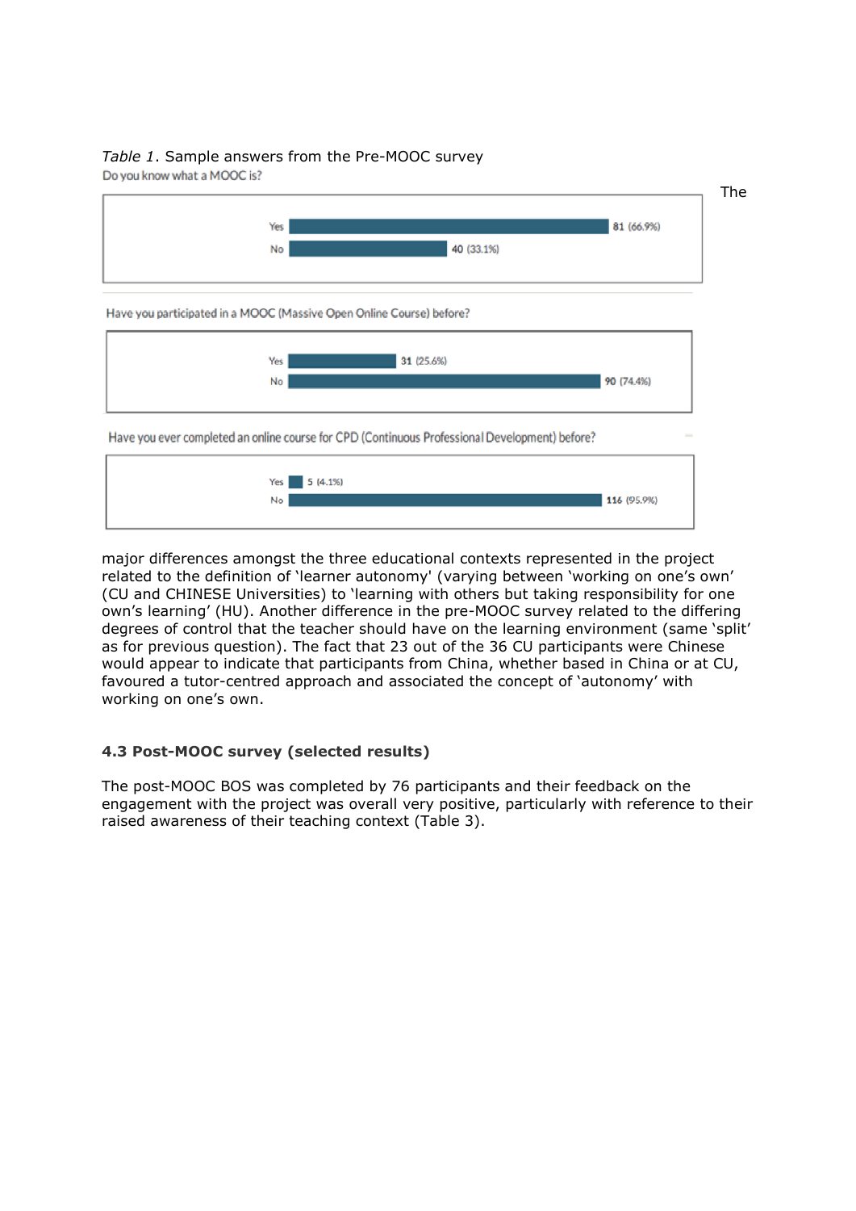*Table 1*. Sample answers from the Pre-MOOC survey

Do you know what a MOOC is?

| Answer | Count (%) |
| --- | --- |
| Yes | 81 (66.9%) |
| No | 40 (33.1%) |

Have you participated in a MOOC (Massive Open Online Course) before?

| Answer | Count (%) |
| --- | --- |
| Yes | 31 (25.6%) |
| No | 90 (74.4%) |

Have you ever completed an online course for CPD (Continuous Professional Development) before?

| Answer | Count (%) |
| --- | --- |
| Yes | 5 (4.1%) |
| No | 116 (95.9%) |

The major differences amongst the three educational contexts represented in the project related to the definition of 'learner autonomy' (varying between 'working on one's own' (CU and CHINESE Universities) to 'learning with others but taking responsibility for one own's learning' (HU). Another difference in the pre-MOOC survey related to the differing degrees of control that the teacher should have on the learning environment (same 'split' as for previous question). The fact that 23 out of the 36 CU participants were Chinese would appear to indicate that participants from China, whether based in China or at CU, favoured a tutor-centred approach and associated the concept of 'autonomy' with working on one's own.

### 4.3 Post-MOOC survey (selected results)

The post-MOOC BOS was completed by 76 participants and their feedback on the engagement with the project was overall very positive, particularly with reference to their raised awareness of their teaching context (Table 3).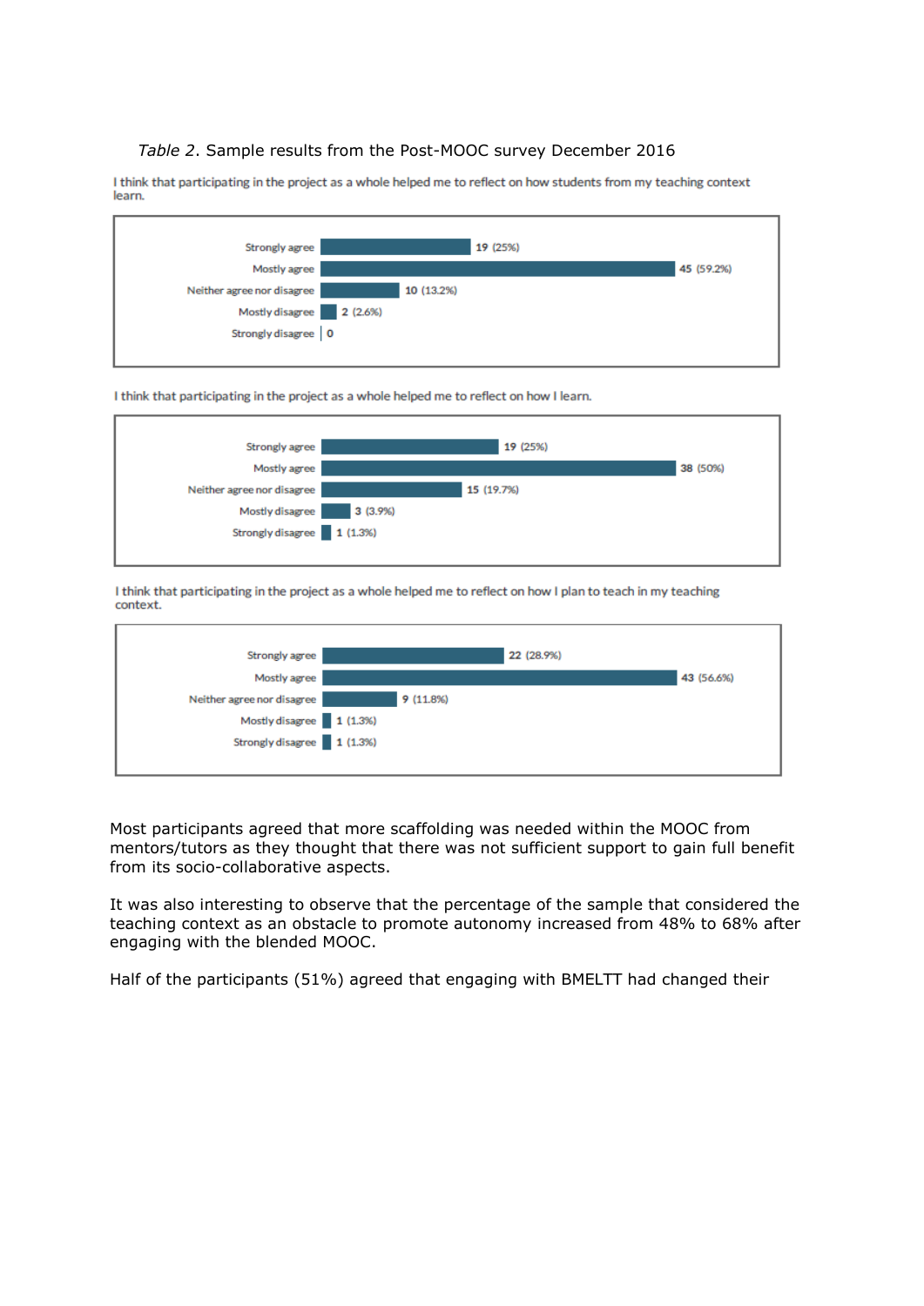*Table 2*. Sample results from the Post-MOOC survey December 2016

I think that participating in the project as a whole helped me to reflect on how students from my teaching context learn.

| Response | Count (%) |
|---|---|
| Strongly agree | 19 (25%) |
| Mostly agree | 45 (59.2%) |
| Neither agree nor disagree | 10 (13.2%) |
| Mostly disagree | 2 (2.6%) |
| Strongly disagree | 0 |

I think that participating in the project as a whole helped me to reflect on how I learn.

| Response | Count (%) |
|---|---|
| Strongly agree | 19 (25%) |
| Mostly agree | 38 (50%) |
| Neither agree nor disagree | 15 (19.7%) |
| Mostly disagree | 3 (3.9%) |
| Strongly disagree | 1 (1.3%) |

I think that participating in the project as a whole helped me to reflect on how I plan to teach in my teaching context.

| Response | Count (%) |
|---|---|
| Strongly agree | 22 (28.9%) |
| Mostly agree | 43 (56.6%) |
| Neither agree nor disagree | 9 (11.8%) |
| Mostly disagree | 1 (1.3%) |
| Strongly disagree | 1 (1.3%) |

Most participants agreed that more scaffolding was needed within the MOOC from mentors/tutors as they thought that there was not sufficient support to gain full benefit from its socio-collaborative aspects.

It was also interesting to observe that the percentage of the sample that considered the teaching context as an obstacle to promote autonomy increased from 48% to 68% after engaging with the blended MOOC.

Half of the participants (51%) agreed that engaging with BMELTT had changed their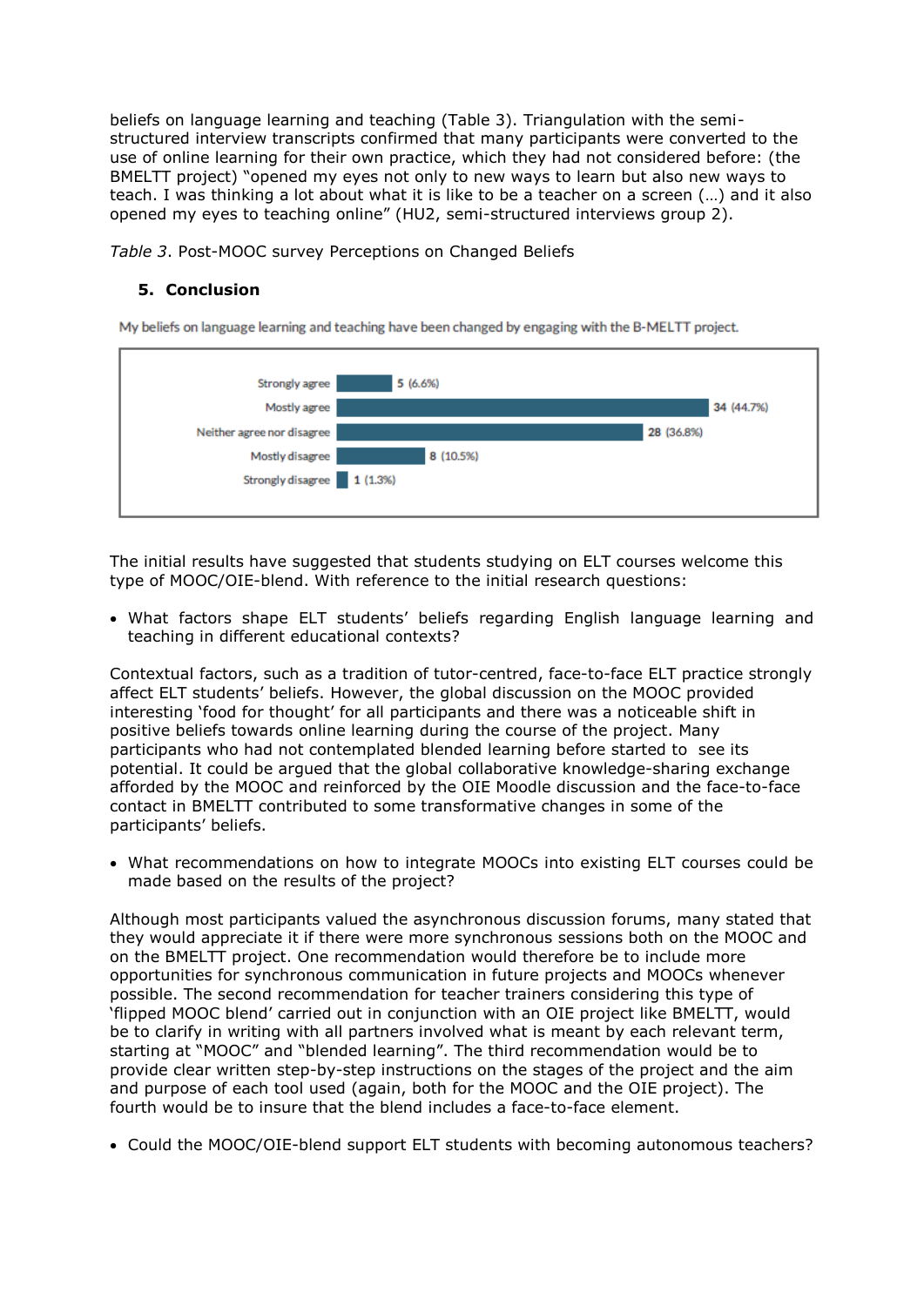beliefs on language learning and teaching (Table 3). Triangulation with the semi-structured interview transcripts confirmed that many participants were converted to the use of online learning for their own practice, which they had not considered before: (the BMELTT project) "opened my eyes not only to new ways to learn but also new ways to teach. I was thinking a lot about what it is like to be a teacher on a screen (…) and it also opened my eyes to teaching online" (HU2, semi-structured interviews group 2).

*Table 3*. Post-MOOC survey Perceptions on Changed Beliefs

My beliefs on language learning and teaching have been changed by engaging with the B-MELTT project.

| Response | Count (%) |
| --- | --- |
| Strongly agree | 5 (6.6%) |
| Mostly agree | 34 (44.7%) |
| Neither agree nor disagree | 28 (36.8%) |
| Mostly disagree | 8 (10.5%) |
| Strongly disagree | 1 (1.3%) |

## 5. Conclusion

The initial results have suggested that students studying on ELT courses welcome this type of MOOC/OIE-blend. With reference to the initial research questions:

- What factors shape ELT students' beliefs regarding English language learning and teaching in different educational contexts?

Contextual factors, such as a tradition of tutor-centred, face-to-face ELT practice strongly affect ELT students' beliefs. However, the global discussion on the MOOC provided interesting 'food for thought' for all participants and there was a noticeable shift in positive beliefs towards online learning during the course of the project. Many participants who had not contemplated blended learning before started to see its potential. It could be argued that the global collaborative knowledge-sharing exchange afforded by the MOOC and reinforced by the OIE Moodle discussion and the face-to-face contact in BMELTT contributed to some transformative changes in some of the participants' beliefs.

- What recommendations on how to integrate MOOCs into existing ELT courses could be made based on the results of the project?

Although most participants valued the asynchronous discussion forums, many stated that they would appreciate it if there were more synchronous sessions both on the MOOC and on the BMELTT project. One recommendation would therefore be to include more opportunities for synchronous communication in future projects and MOOCs whenever possible. The second recommendation for teacher trainers considering this type of 'flipped MOOC blend' carried out in conjunction with an OIE project like BMELTT, would be to clarify in writing with all partners involved what is meant by each relevant term, starting at "MOOC" and "blended learning". The third recommendation would be to provide clear written step-by-step instructions on the stages of the project and the aim and purpose of each tool used (again, both for the MOOC and the OIE project). The fourth would be to insure that the blend includes a face-to-face element.

- Could the MOOC/OIE-blend support ELT students with becoming autonomous teachers?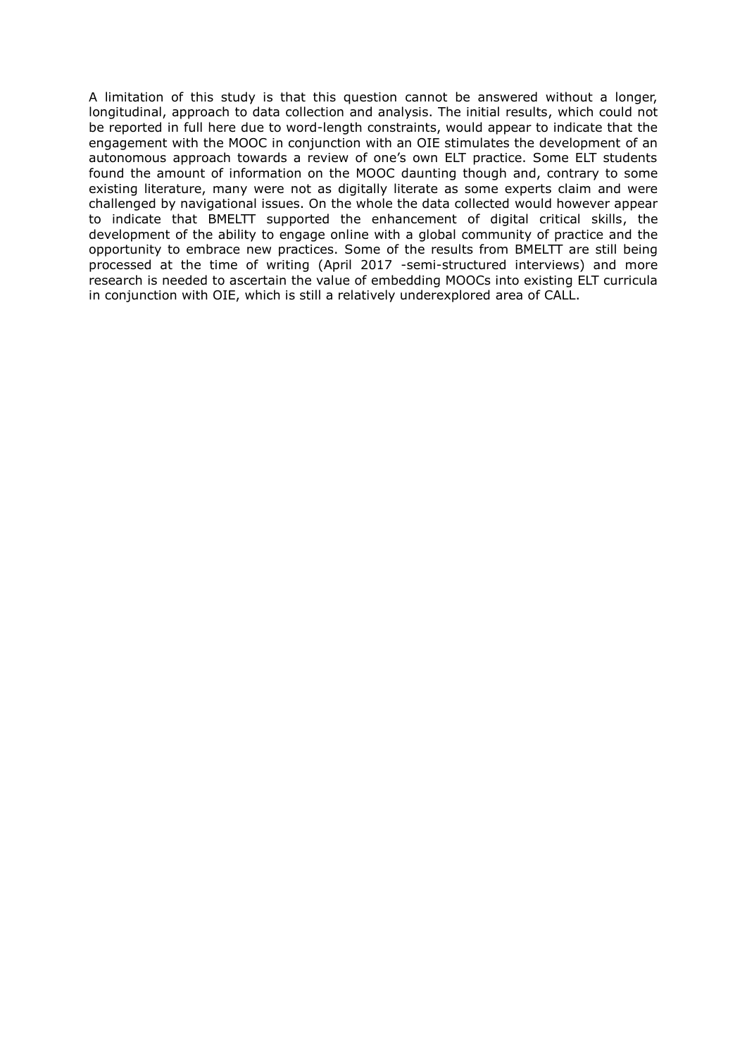A limitation of this study is that this question cannot be answered without a longer, longitudinal, approach to data collection and analysis. The initial results, which could not be reported in full here due to word-length constraints, would appear to indicate that the engagement with the MOOC in conjunction with an OIE stimulates the development of an autonomous approach towards a review of one's own ELT practice. Some ELT students found the amount of information on the MOOC daunting though and, contrary to some existing literature, many were not as digitally literate as some experts claim and were challenged by navigational issues. On the whole the data collected would however appear to indicate that BMELTT supported the enhancement of digital critical skills, the development of the ability to engage online with a global community of practice and the opportunity to embrace new practices. Some of the results from BMELTT are still being processed at the time of writing (April 2017 -semi-structured interviews) and more research is needed to ascertain the value of embedding MOOCs into existing ELT curricula in conjunction with OIE, which is still a relatively underexplored area of CALL.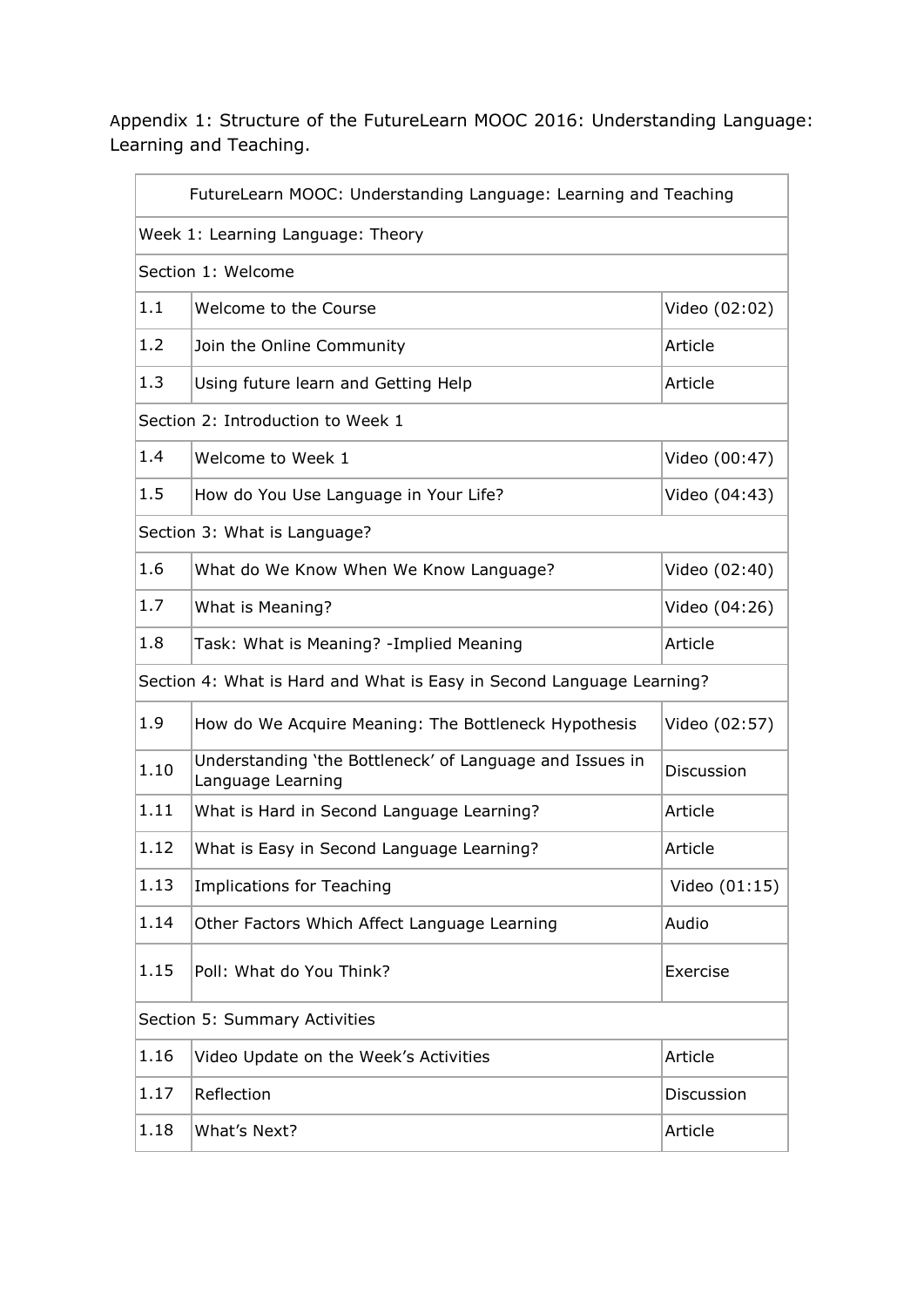Appendix 1: Structure of the FutureLearn MOOC 2016: Understanding Language: Learning and Teaching.

| FutureLearn MOOC: Understanding Language: Learning and Teaching | | |
|---|---|---|
| Week 1: Learning Language: Theory | | |
| Section 1: Welcome | | |
| 1.1 | Welcome to the Course | Video (02:02) |
| 1.2 | Join the Online Community | Article |
| 1.3 | Using future learn and Getting Help | Article |
| Section 2: Introduction to Week 1 | | |
| 1.4 | Welcome to Week 1 | Video (00:47) |
| 1.5 | How do You Use Language in Your Life? | Video (04:43) |
| Section 3: What is Language? | | |
| 1.6 | What do We Know When We Know Language? | Video (02:40) |
| 1.7 | What is Meaning? | Video (04:26) |
| 1.8 | Task: What is Meaning? -Implied Meaning | Article |
| Section 4: What is Hard and What is Easy in Second Language Learning? | | |
| 1.9 | How do We Acquire Meaning: The Bottleneck Hypothesis | Video (02:57) |
| 1.10 | Understanding 'the Bottleneck' of Language and Issues in Language Learning | Discussion |
| 1.11 | What is Hard in Second Language Learning? | Article |
| 1.12 | What is Easy in Second Language Learning? | Article |
| 1.13 | Implications for Teaching | Video (01:15) |
| 1.14 | Other Factors Which Affect Language Learning | Audio |
| 1.15 | Poll: What do You Think? | Exercise |
| Section 5: Summary Activities | | |
| 1.16 | Video Update on the Week's Activities | Article |
| 1.17 | Reflection | Discussion |
| 1.18 | What's Next? | Article |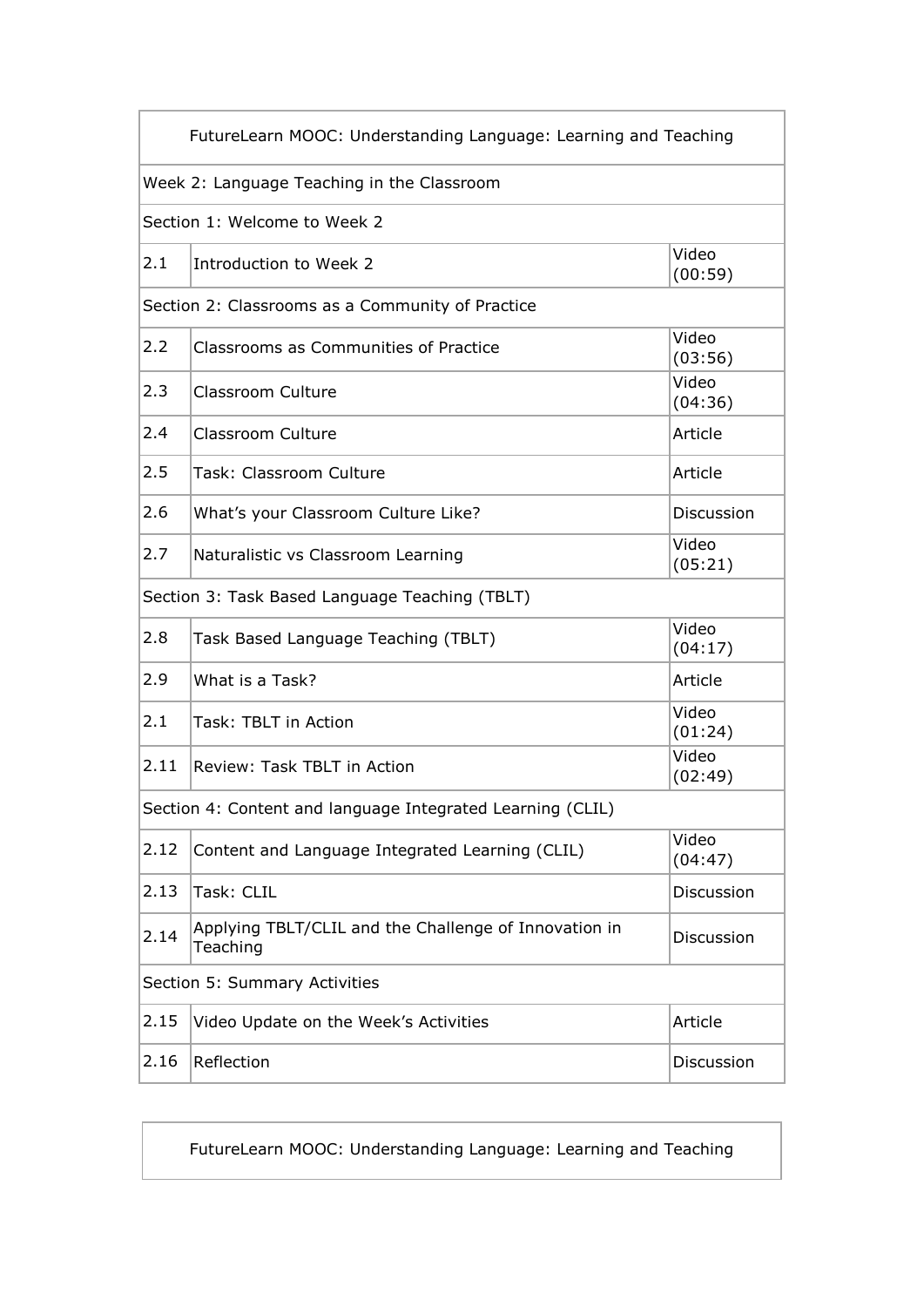| FutureLearn MOOC: Understanding Language: Learning and Teaching | | |
|---|---|---|
| Week 2: Language Teaching in the Classroom | | |
| Section 1: Welcome to Week 2 | | |
| 2.1 | Introduction to Week 2 | Video (00:59) |
| Section 2: Classrooms as a Community of Practice | | |
| 2.2 | Classrooms as Communities of Practice | Video (03:56) |
| 2.3 | Classroom Culture | Video (04:36) |
| 2.4 | Classroom Culture | Article |
| 2.5 | Task: Classroom Culture | Article |
| 2.6 | What's your Classroom Culture Like? | Discussion |
| 2.7 | Naturalistic vs Classroom Learning | Video (05:21) |
| Section 3: Task Based Language Teaching (TBLT) | | |
| 2.8 | Task Based Language Teaching (TBLT) | Video (04:17) |
| 2.9 | What is a Task? | Article |
| 2.1 | Task: TBLT in Action | Video (01:24) |
| 2.11 | Review: Task TBLT in Action | Video (02:49) |
| Section 4: Content and language Integrated Learning (CLIL) | | |
| 2.12 | Content and Language Integrated Learning (CLIL) | Video (04:47) |
| 2.13 | Task: CLIL | Discussion |
| 2.14 | Applying TBLT/CLIL and the Challenge of Innovation in Teaching | Discussion |
| Section 5: Summary Activities | | |
| 2.15 | Video Update on the Week's Activities | Article |
| 2.16 | Reflection | Discussion |

| FutureLearn MOOC: Understanding Language: Learning and Teaching |
|---|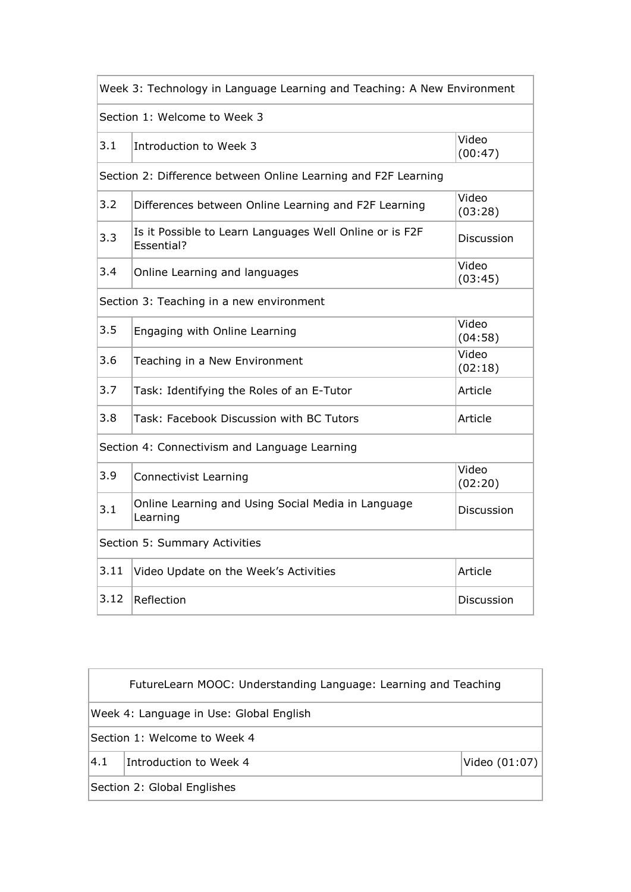| Week 3: Technology in Language Learning and Teaching: A New Environment | | |
|---|---|---|
| Section 1: Welcome to Week 3 | | |
| 3.1 | Introduction to Week 3 | Video (00:47) |
| Section 2: Difference between Online Learning and F2F Learning | | |
| 3.2 | Differences between Online Learning and F2F Learning | Video (03:28) |
| 3.3 | Is it Possible to Learn Languages Well Online or is F2F Essential? | Discussion |
| 3.4 | Online Learning and languages | Video (03:45) |
| Section 3: Teaching in a new environment | | |
| 3.5 | Engaging with Online Learning | Video (04:58) |
| 3.6 | Teaching in a New Environment | Video (02:18) |
| 3.7 | Task: Identifying the Roles of an E-Tutor | Article |
| 3.8 | Task: Facebook Discussion with BC Tutors | Article |
| Section 4: Connectivism and Language Learning | | |
| 3.9 | Connectivist Learning | Video (02:20) |
| 3.1 | Online Learning and Using Social Media in Language Learning | Discussion |
| Section 5: Summary Activities | | |
| 3.11 | Video Update on the Week's Activities | Article |
| 3.12 | Reflection | Discussion |

| FutureLearn MOOC: Understanding Language: Learning and Teaching | | |
|---|---|---|
| Week 4: Language in Use: Global English | | |
| Section 1: Welcome to Week 4 | | |
| 4.1 | Introduction to Week 4 | Video (01:07) |
| Section 2: Global Englishes | | |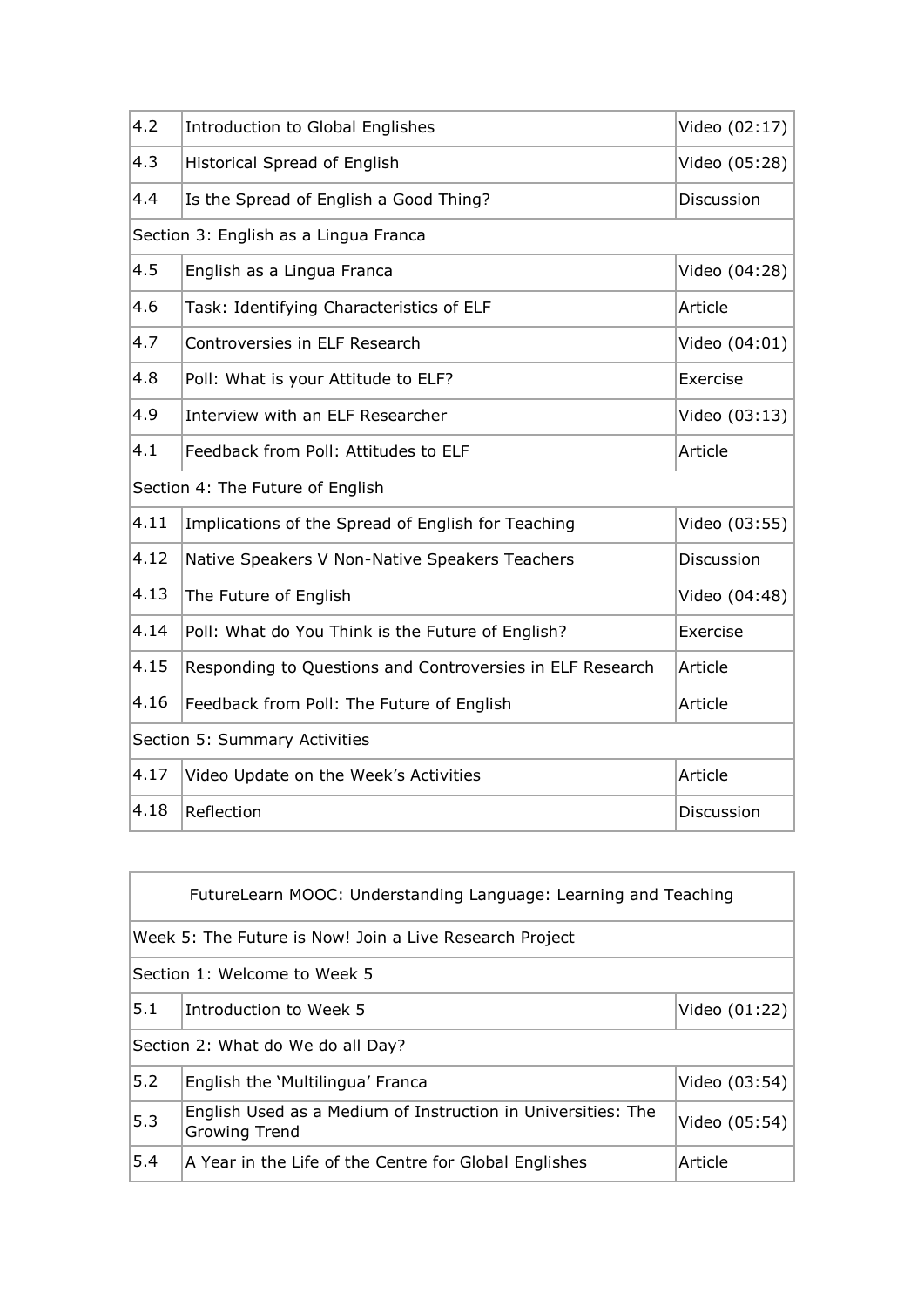| | | |
|---|---|---|
| 4.2 | Introduction to Global Englishes | Video (02:17) |
| 4.3 | Historical Spread of English | Video (05:28) |
| 4.4 | Is the Spread of English a Good Thing? | Discussion |
| Section 3: English as a Lingua Franca | | |
| 4.5 | English as a Lingua Franca | Video (04:28) |
| 4.6 | Task: Identifying Characteristics of ELF | Article |
| 4.7 | Controversies in ELF Research | Video (04:01) |
| 4.8 | Poll: What is your Attitude to ELF? | Exercise |
| 4.9 | Interview with an ELF Researcher | Video (03:13) |
| 4.1 | Feedback from Poll: Attitudes to ELF | Article |
| Section 4: The Future of English | | |
| 4.11 | Implications of the Spread of English for Teaching | Video (03:55) |
| 4.12 | Native Speakers V Non-Native Speakers Teachers | Discussion |
| 4.13 | The Future of English | Video (04:48) |
| 4.14 | Poll: What do You Think is the Future of English? | Exercise |
| 4.15 | Responding to Questions and Controversies in ELF Research | Article |
| 4.16 | Feedback from Poll: The Future of English | Article |
| Section 5: Summary Activities | | |
| 4.17 | Video Update on the Week's Activities | Article |
| 4.18 | Reflection | Discussion |

| FutureLearn MOOC: Understanding Language: Learning and Teaching | | |
|---|---|---|
| Week 5: The Future is Now! Join a Live Research Project | | |
| Section 1: Welcome to Week 5 | | |
| 5.1 | Introduction to Week 5 | Video (01:22) |
| Section 2: What do We do all Day? | | |
| 5.2 | English the 'Multilingua' Franca | Video (03:54) |
| 5.3 | English Used as a Medium of Instruction in Universities: The Growing Trend | Video (05:54) |
| 5.4 | A Year in the Life of the Centre for Global Englishes | Article |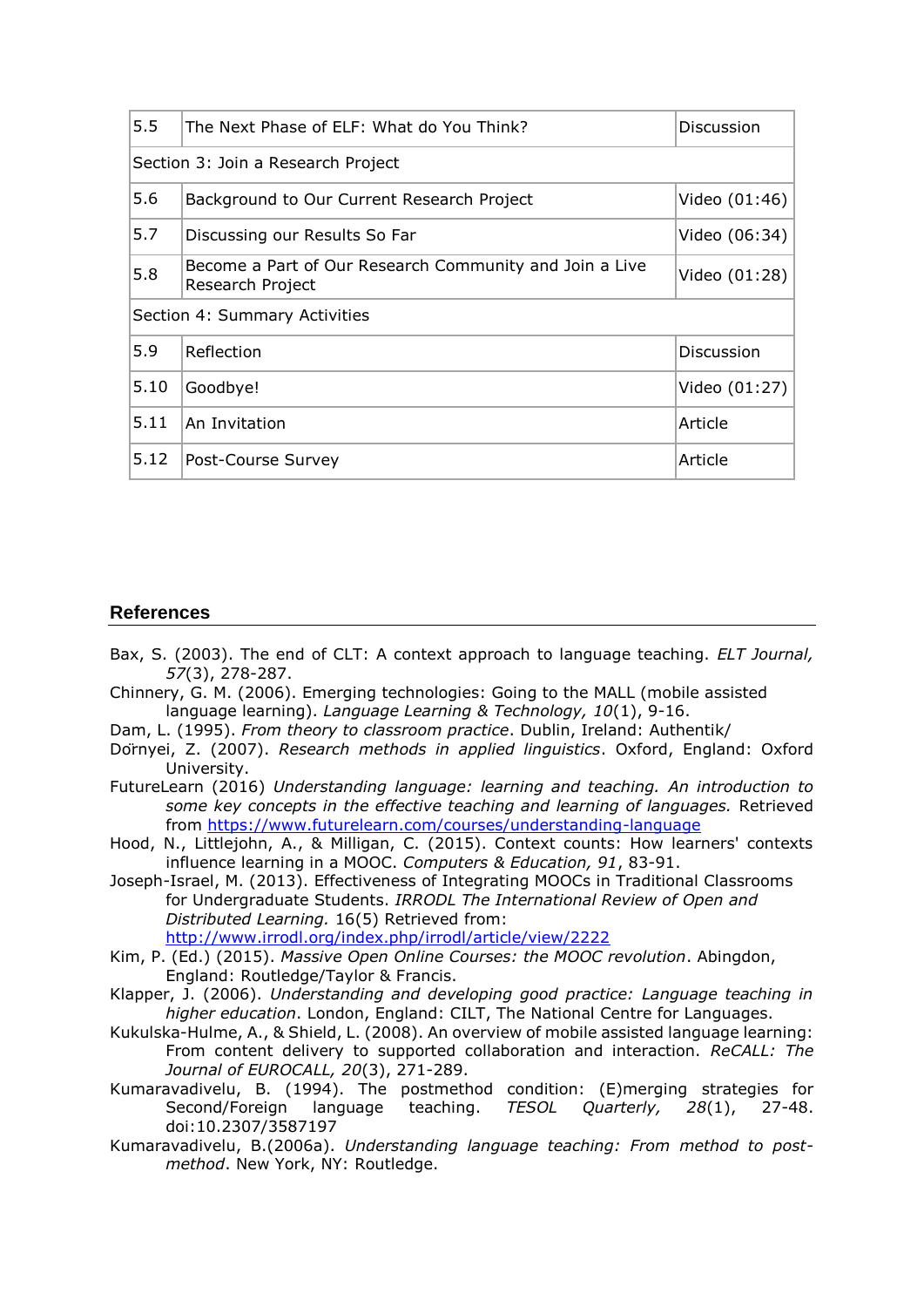| 5.5 | The Next Phase of ELF: What do You Think? | Discussion |
|---|---|---|
| Section 3: Join a Research Project | | |
| 5.6 | Background to Our Current Research Project | Video (01:46) |
| 5.7 | Discussing our Results So Far | Video (06:34) |
| 5.8 | Become a Part of Our Research Community and Join a Live Research Project | Video (01:28) |
| Section 4: Summary Activities | | |
| 5.9 | Reflection | Discussion |
| 5.10 | Goodbye! | Video (01:27) |
| 5.11 | An Invitation | Article |
| 5.12 | Post-Course Survey | Article |

## References

Bax, S. (2003). The end of CLT: A context approach to language teaching. *ELT Journal, 57*(3), 278-287.

Chinnery, G. M. (2006). Emerging technologies: Going to the MALL (mobile assisted language learning). *Language Learning & Technology, 10*(1), 9-16.

Dam, L. (1995). *From theory to classroom practice*. Dublin, Ireland: Authentik/

Dörnyei, Z. (2007). *Research methods in applied linguistics*. Oxford, England: Oxford University.

FutureLearn (2016) *Understanding language: learning and teaching. An introduction to some key concepts in the effective teaching and learning of languages.* Retrieved from https://www.futurelearn.com/courses/understanding-language

Hood, N., Littlejohn, A., & Milligan, C. (2015). Context counts: How learners' contexts influence learning in a MOOC. *Computers & Education, 91*, 83-91.

Joseph-Israel, M. (2013). Effectiveness of Integrating MOOCs in Traditional Classrooms for Undergraduate Students. *IRRODL The International Review of Open and Distributed Learning.* 16(5) Retrieved from: http://www.irrodl.org/index.php/irrodl/article/view/2222

Kim, P. (Ed.) (2015). *Massive Open Online Courses: the MOOC revolution*. Abingdon, England: Routledge/Taylor & Francis.

Klapper, J. (2006). *Understanding and developing good practice: Language teaching in higher education*. London, England: CILT, The National Centre for Languages.

Kukulska-Hulme, A., & Shield, L. (2008). An overview of mobile assisted language learning: From content delivery to supported collaboration and interaction. *ReCALL: The Journal of EUROCALL, 20*(3), 271-289.

Kumaravadivelu, B. (1994). The postmethod condition: (E)merging strategies for Second/Foreign language teaching. *TESOL Quarterly, 28*(1), 27-48. doi:10.2307/3587197

Kumaravadivelu, B.(2006a). *Understanding language teaching: From method to post-method*. New York, NY: Routledge.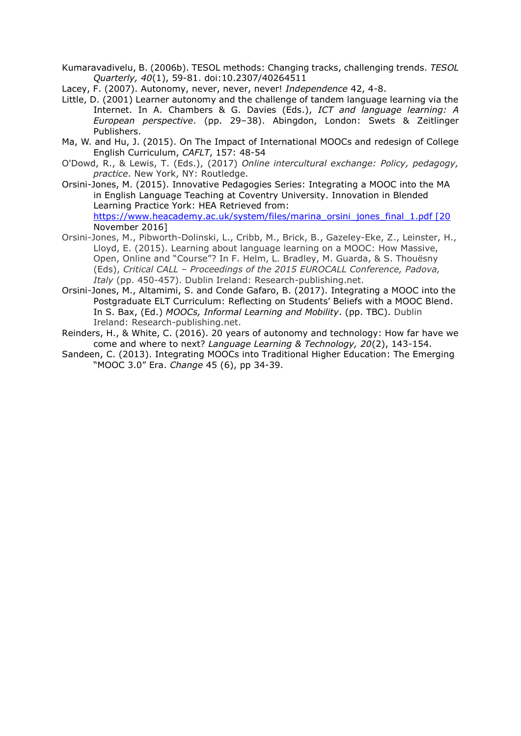Kumaravadivelu, B. (2006b). TESOL methods: Changing tracks, challenging trends. *TESOL Quarterly, 40*(1), 59-81. doi:10.2307/40264511

Lacey, F. (2007). Autonomy, never, never, never! *Independence* 42, 4-8.

Little, D. (2001) Learner autonomy and the challenge of tandem language learning via the Internet. In A. Chambers & G. Davies (Eds.), *ICT and language learning: A European perspective*. (pp. 29–38). Abingdon, London: Swets & Zeitlinger Publishers.

Ma, W. and Hu, J. (2015). On The Impact of International MOOCs and redesign of College English Curriculum, *CAFLT*, 157: 48-54

O'Dowd, R., & Lewis, T. (Eds.), (2017) *Online intercultural exchange: Policy, pedagogy, practice*. New York, NY: Routledge.

Orsini-Jones, M. (2015). Innovative Pedagogies Series: Integrating a MOOC into the MA in English Language Teaching at Coventry University. Innovation in Blended Learning Practice York: HEA Retrieved from: https://www.heacademy.ac.uk/system/files/marina_orsini_jones_final_1.pdf [20 November 2016]

Orsini-Jones, M., Pibworth-Dolinski, L., Cribb, M., Brick, B., Gazeley-Eke, Z., Leinster, H., Lloyd, E. (2015). Learning about language learning on a MOOC: How Massive, Open, Online and "Course"? In F. Helm, L. Bradley, M. Guarda, & S. Thouësny (Eds), *Critical CALL – Proceedings of the 2015 EUROCALL Conference, Padova, Italy* (pp. 450-457). Dublin Ireland: Research-publishing.net.

Orsini-Jones, M., Altamimi, S. and Conde Gafaro, B. (2017). Integrating a MOOC into the Postgraduate ELT Curriculum: Reflecting on Students' Beliefs with a MOOC Blend. In S. Bax, (Ed.) *MOOCs, Informal Learning and Mobility*. (pp. TBC). Dublin Ireland: Research-publishing.net.

Reinders, H., & White, C. (2016). 20 years of autonomy and technology: How far have we come and where to next? *Language Learning & Technology, 20*(2), 143-154.

Sandeen, C. (2013). Integrating MOOCs into Traditional Higher Education: The Emerging "MOOC 3.0" Era. *Change* 45 (6), pp 34-39.